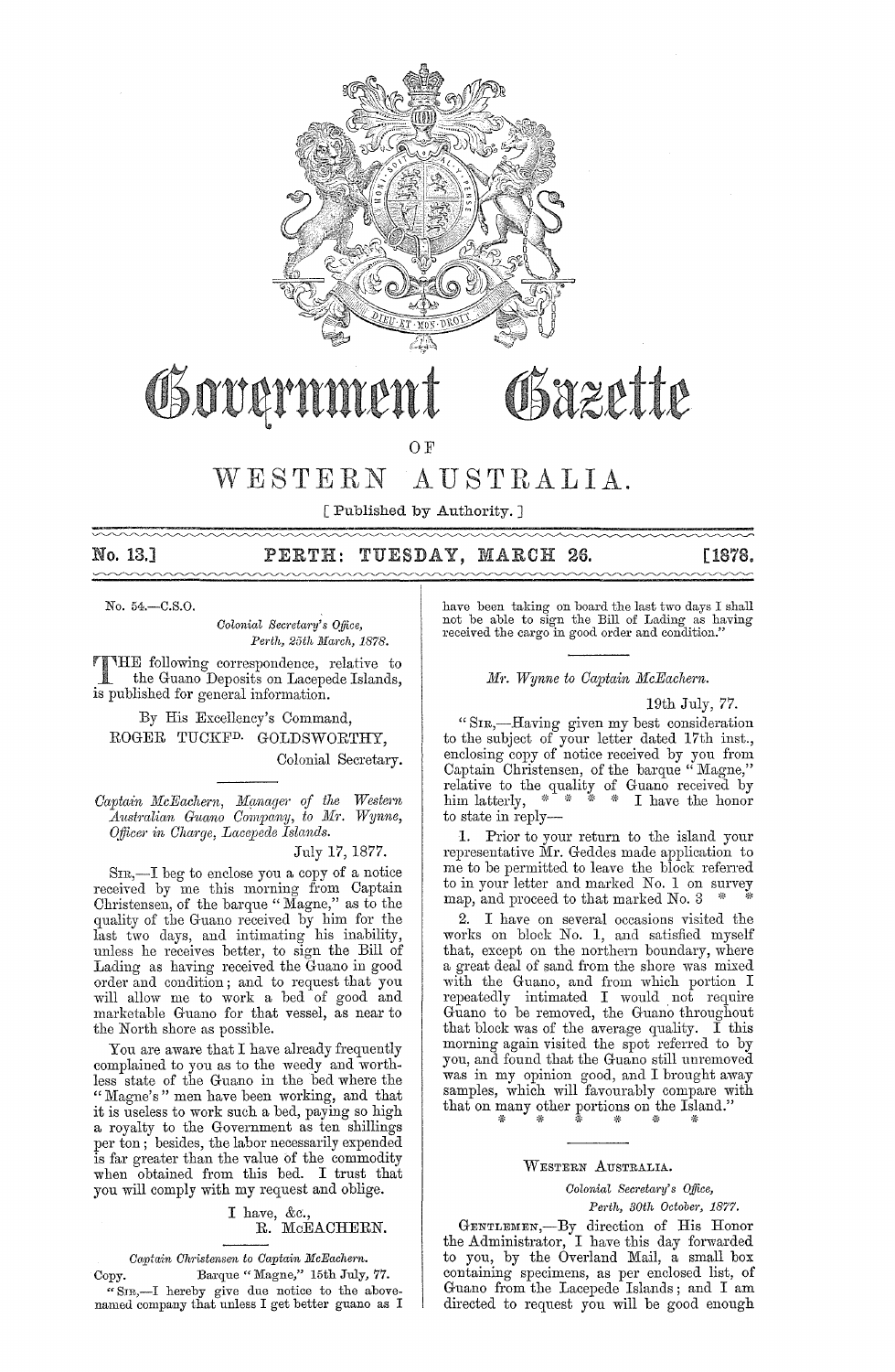# Government Gazette

## OF

# WESTERN AUSTRALIA.

[ Published by Authority. ]

**No. 13.] PERTH: TUESDAY, MARCH 26. [1878.**

No. 54.—C.S.O.

*Colonial Secretary's Office,*
*Perth, 25th March, 1878.*

THE following correspondence, relative to the Guano Deposits on Lacepede Islands, is published for general information.

By His Excellency's Command,

ROGER TUCKF$^{D.}$ GOLDSWORTHY,

Colonial Secretary.

---

*Captain McEachern, Manager of the Western Australian Guano Company, to Mr. Wynne, Officer in Charge, Lacepede Islands.*

July 17, 1877.

SIR,—I beg to enclose you a copy of a notice received by me this morning from Captain Christensen, of the barque "Magne," as to the quality of the Guano received by him for the last two days, and intimating his inability, unless he receives better, to sign the Bill of Lading as having received the Guano in good order and condition; and to request that you will allow me to work a bed of good and marketable Guano for that vessel, as near to the North shore as possible.

You are aware that I have already frequently complained to you as to the weedy and worthless state of the Guano in the bed where the "Magne's" men have been working, and that it is useless to work such a bed, paying so high a royalty to the Government as ten shillings per ton; besides, the labor necessarily expended is far greater than the value of the commodity when obtained from this bed. I trust that you will comply with my request and oblige.

I have, &c.,
R. McEACHERN.

*Captain Christensen to Captain McEachern.*

Copy. Barque "Magne," 15th July, 77.

"SIR,—I hereby give due notice to the above-named company that unless I get better guano as I have been taking on board the last two days I shall not be able to sign the Bill of Lading as having received the cargo in good order and condition."

---

*Mr. Wynne to Captain McEachern.*

19th July, 77.

"SIR,—Having given my best consideration to the subject of your letter dated 17th inst., enclosing copy of notice received by you from Captain Christensen, of the barque "Magne," relative to the quality of Guano received by him latterly, * * * * I have the honor to state in reply—

1. Prior to your return to the island your representative Mr. Geddes made application to me to be permitted to leave the block referred to in your letter and marked No. 1 on survey map, and proceed to that marked No. 3 * *

2. I have on several occasions visited the works on block No. 1, and satisfied myself that, except on the northern boundary, where a great deal of sand from the shore was mixed with the Guano, and from which portion I repeatedly intimated I would not require Guano to be removed, the Guano throughout that block was of the average quality. I this morning again visited the spot referred to by you, and found that the Guano still unremoved was in my opinion good, and I brought away samples, which will favourably compare with that on many other portions on the Island."

\* \* \* \* \* \*

---

WESTERN AUSTRALIA.

*Colonial Secretary's Office,*
*Perth, 30th October, 1877.*

GENTLEMEN,—By direction of His Honor the Administrator, I have this day forwarded to you, by the Overland Mail, a small box containing specimens, as per enclosed list, of Guano from the Lacepede Islands; and I am directed to request you will be good enough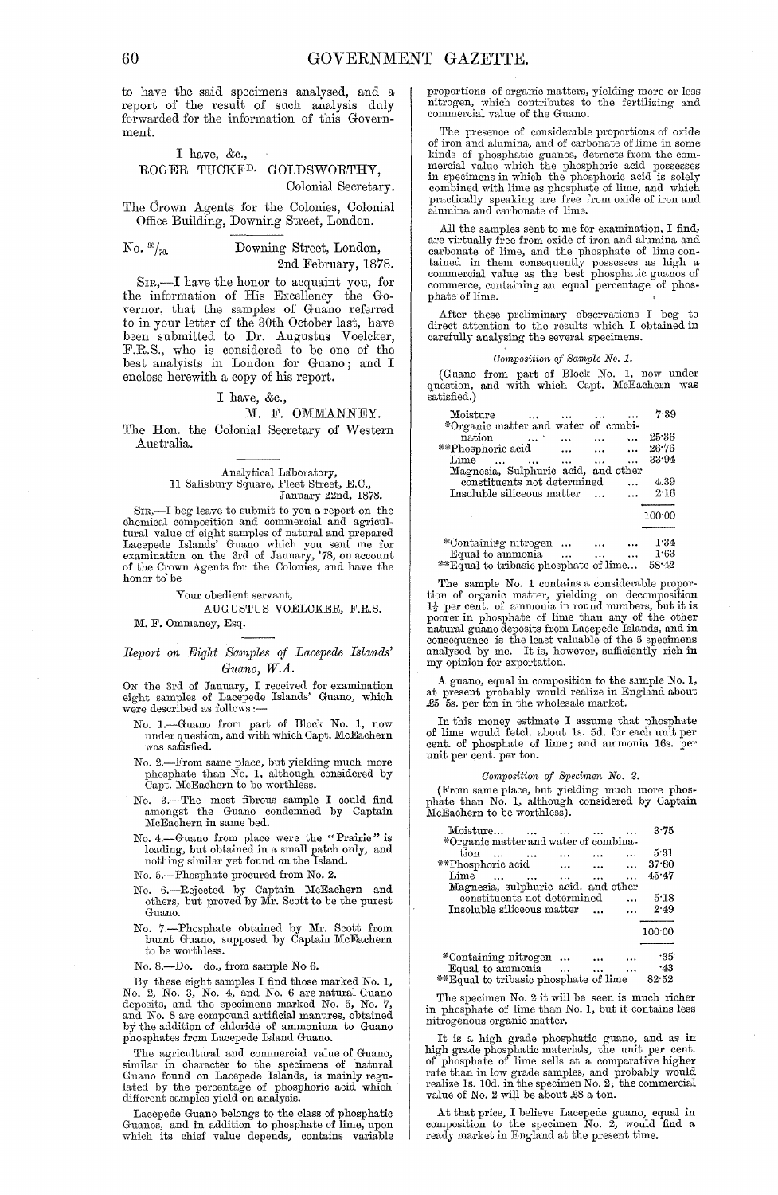to have the said specimens analysed, and a report of the result of such analysis duly forwarded for the information of this Government.

I have, &c.,

ROGER TUCKFD. GOLDSWORTHY,
Colonial Secretary.

The Crown Agents for the Colonies, Colonial Office Building, Downing Street, London.

---

No. 80/70. Downing Street, London,
2nd February, 1878.

SIR,—I have the honor to acquaint you, for the information of His Excellency the Governor, that the samples of Guano referred to in your letter of the 30th October last, have been submitted to Dr. Augustus Voelcker, F.R.S., who is considered to be one of the best analysts in London for Guano; and I enclose herewith a copy of his report.

I have, &c.,

M. F. OMMANNEY.

The Hon. the Colonial Secretary of Western Australia.

---

Analytical Laboratory,
11 Salisbury Square, Fleet Street, E.C.,
January 22nd, 1878.

SIR,—I beg leave to submit to you a report on the chemical composition and commercial and agricultural value of eight samples of natural and prepared Lacepede Islands' Guano which you sent me for examination on the 3rd of January, '78, on account of the Crown Agents for the Colonies, and have the honor to be

Your obedient servant,

AUGUSTUS VOELCKER, F.R.S.

M. F. Ommaney, Esq.

---

*Report on Eight Samples of Lacepede Islands' Guano, W.A.*

ON the 3rd of January, I received for examination eight samples of Lacepede Islands' Guano, which were described as follows:—

No. 1.—Guano from part of Block No. 1, now under question, and with which Capt. McEachern was satisfied.

No. 2.—From same place, but yielding much more phosphate than No. 1, although considered by Capt. McEachern to be worthless.

No. 3.—The most fibrous sample I could find amongst the Guano condemned by Captain McEachern in same bed.

No. 4.—Guano from place were the "Prairie" is loading, but obtained in a small patch only, and nothing similar yet found on the Island.

No. 5.—Phosphate procured from No. 2.

No. 6.—Rejected by Captain McEachern and others, but proved by Mr. Scott to be the purest Guano.

No. 7.—Phosphate obtained by Mr. Scott from burnt Guano, supposed by Captain McEachern to be worthless.

No. 8.—Do. do., from sample No 6.

By these eight samples I find those marked No. 1, No. 2, No. 3, No. 4, and No. 6 are natural Guano deposits, and the specimens marked No. 5, No. 7, and No. 8 are compound artificial manures, obtained by the addition of chloride of ammonium to Guano phosphates from Lacepede Island Guano.

The agricultural and commercial value of Guano, similar in character to the specimens of natural Guano found on Lacepede Islands, is mainly regulated by the percentage of phosphoric acid which different samples yield on analysis.

Lacepede Guano belongs to the class of phosphatic Guanos, and in addition to phosphate of lime, upon which its chief value depends, contains variable proportions of organic matters, yielding more or less nitrogen, which contributes to the fertilizing and commercial value of the Guano.

The presence of considerable proportions of oxide of iron and alumina, and of carbonate of lime in some kinds of phosphatic guanos, detracts from the commercial value which the phosphoric acid possesses in specimens in which the phosphoric acid is solely combined with lime as phosphate of lime, and which practically speaking are free from oxide of iron and alumina and carbonate of lime.

All the samples sent to me for examination, I find, are virtually free from oxide of iron and alumina and carbonate of lime, and the phosphate of lime contained in them consequently possesses as high a commercial value as the best phosphatic guanos of commerce, containing an equal percentage of phosphate of lime.

After these preliminary observations I beg to direct attention to the results which I obtained in carefully analysing the several specimens.

*Composition of Sample No. 1.*

(Guano from part of Block No. 1, now under question, and with which Capt. McEachern was satisfied.)

| | |
|---|---|
| Moisture ... ... ... ... | 7·39 |
| *Organic matter and water of combination ... ... ... | 25·36 |
| **Phosphoric acid ... ... ... | 26·76 |
| Lime ... ... ... ... ... | 33·94 |
| Magnesia, Sulphuric acid, and other constituents not determined ... | 4.39 |
| Insoluble siliceous matter ... ... | 2·16 |
| | 100·00 |
| *Containing nitrogen ... ... ... | 1·34 |
| Equal to ammonia ... ... ... | 1·63 |
| **Equal to tribasic phosphate of lime... | 58·42 |

The sample No. 1 contains a considerable proportion of organic matter, yielding on decomposition 1½ per cent. of ammonia in round numbers, but it is poorer in phosphate of lime than any of the other natural guano deposits from Lacepede Islands, and in consequence is the least valuable of the 5 specimens analysed by me. It is, however, sufficiently rich in my opinion for exportation.

A guano, equal in composition to the sample No. 1, at present probably would realize in England about £5 5s. per ton in the wholesale market.

In this money estimate I assume that phosphate of lime would fetch about 1s. 5d. for each unit per cent. of phosphate of lime; and ammonia 16s. per unit per cent. per ton.

*Composition of Specimen No. 2.*

(From same place, but yielding much more phosphate than No. 1, although considered by Captain McEachern to be worthless).

| | |
|---|---|
| Moisture... ... ... ... ... | 3·75 |
| *Organic matter and water of combination ... ... ... ... | 5·31 |
| **Phosphoric acid ... ... ... | 37·80 |
| Lime ... ... ... ... ... | 45·47 |
| Magnesia, sulphuric acid, and other constituents not determined ... | 5·18 |
| Insoluble siliceous matter ... ... | 2·49 |
| | 100·00 |
| *Containing nitrogen ... ... ... | ·35 |
| Equal to ammonia ... ... ... | ·43 |
| **Equal to tribasic phosphate of lime | 82·52 |

The specimen No. 2 it will be seen is much richer in phosphate of lime than No. 1, but it contains less nitrogenous organic matter.

It is a high grade phosphatic guano, and as in high grade phosphatic materials, the unit per cent. of phosphate of lime sells at a comparative higher rate than in low grade samples, and probably would realize 1s. 10d. in the specimen No. 2; the commercial value of No. 2 will be about £8 a ton.

At that price, I believe Lacepede guano, equal in composition to the specimen No. 2, would find a ready market in England at the present time.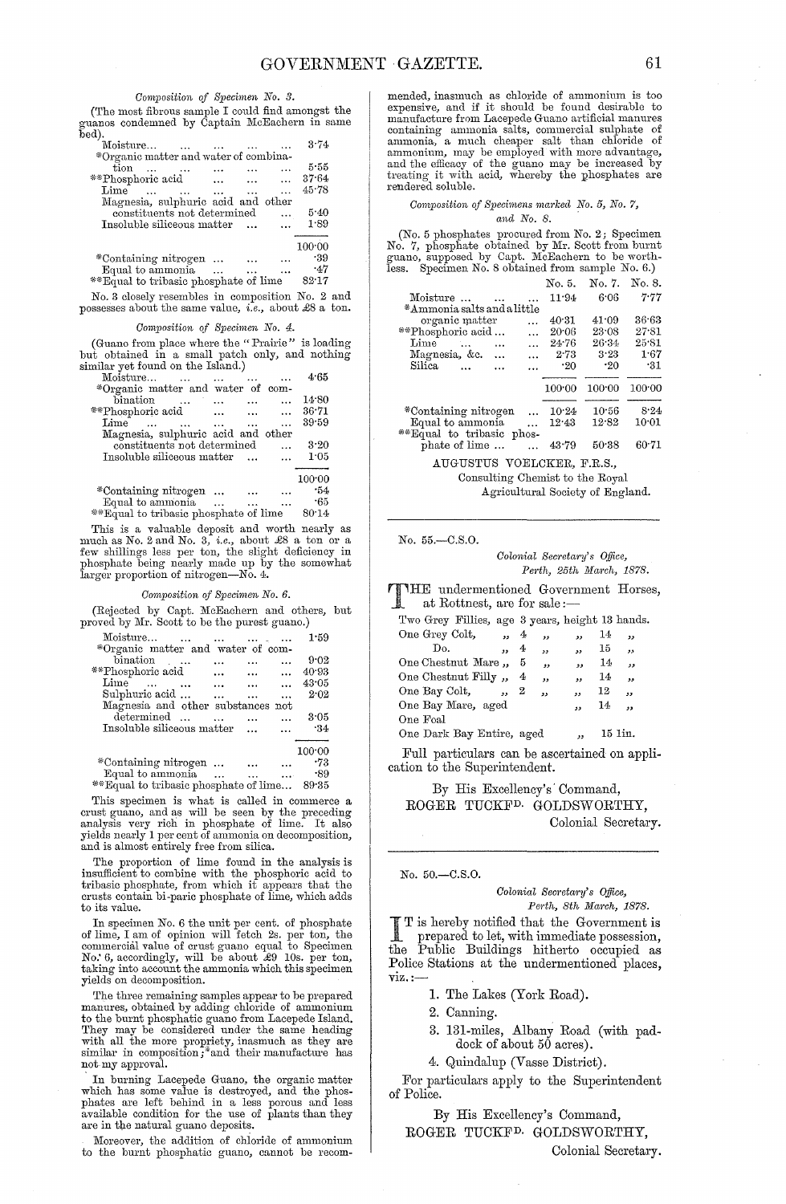*Composition of Specimen No. 3.*

(The most fibrous sample I could find amongst the guanos condemned by Captain McEachern in same bed).

| | |
|---|---|
| Moisture... | 3·74 |
| *Organic matter and water of combination | 5·55 |
| **Phosphoric acid | 37·64 |
| Lime | 45·78 |
| Magnesia, sulphuric acid and other constituents not determined | 5·40 |
| Insoluble siliceous matter | 1·89 |
| | 100·00 |
| *Containing nitrogen | ·39 |
| Equal to ammonia | ·47 |
| **Equal to tribasic phosphate of lime | 82·17 |

No. 3 closely resembles in composition No. 2 and possesses about the same value, *i.e.*, about £8 a ton.

*Composition of Specimen No. 4.*

(Guano from place where the "Prairie" is loading but obtained in a small patch only, and nothing similar yet found on the Island.)

| | |
|---|---|
| Moisture... | 4·65 |
| *Organic matter and water of combination | 14·80 |
| **Phosphoric acid | 36·71 |
| Lime | 39·59 |
| Magnesia, sulphuric acid and other constituents not determined | 3·20 |
| Insoluble siliceous matter | 1·05 |
| | 100·00 |
| *Containing nitrogen | ·54 |
| Equal to ammonia | ·65 |
| **Equal to tribasic phosphate of lime | 80·14 |

This is a valuable deposit and worth nearly as much as No. 2 and No. 3, *i.e.*, about £8 a ton or a few shillings less per ton, the slight deficiency in phosphate being nearly made up by the somewhat larger proportion of nitrogen—No. 4.

*Composition of Specimen No. 6.*

(Rejected by Capt. McEachern and others, but proved by Mr. Scott to be the purest guano.)

| | |
|---|---|
| Moisture... | 1·59 |
| *Organic matter and water of combination | 9·02 |
| **Phosphoric acid | 40·93 |
| Lime | 43·05 |
| Sulphuric acid | 2·02 |
| Magnesia and other substances not determined | 3·05 |
| Insoluble siliceous matter | ·34 |
| | 100·00 |
| *Containing nitrogen | ·73 |
| Equal to ammonia | ·89 |
| **Equal to tribasic phosphate of lime... | 89·35 |

This specimen is what is called in commerce a crust guano, and as will be seen by the preceding analysis very rich in phosphate of lime. It also yields nearly 1 per cent of ammonia on decomposition, and is almost entirely free from silica.

The proportion of lime found in the analysis is insufficient to combine with the phosphoric acid to tribasic phosphate, from which it appears that the crusts contain bi-paric phosphate of lime, which adds to its value.

In specimen No. 6 the unit per cent. of phosphate of lime, I am of opinion will fetch 2s. per ton, the commercial value of crust guano equal to Specimen No. 6, accordingly, will be about £9 10s. per ton, taking into account the ammonia which this specimen yields on decomposition.

The three remaining samples appear to be prepared manures, obtained by adding chloride of ammonium to the burnt phosphatic guano from Lacepede Island. They may be considered under the same heading with all the more propriety, inasmuch as they are similar in composition;*and their manufacture has not my approval.

In burning Lacepede Guano, the organic matter which has some value is destroyed, and the phosphates are left behind in a less porous and less available condition for the use of plants than they are in the natural guano deposits.

Moreover, the addition of chloride of ammonium to the burnt phosphatic guano, cannot be recommended, inasmuch as chloride of ammonium is too expensive, and if it should be found desirable to manufacture from Lacepede Guano artificial manures containing ammonia salts, commercial sulphate of ammonia, a much cheaper salt than chloride of ammonium, may be employed with more advantage, and the efficacy of the guano may be increased by treating it with acid, whereby the phosphates are rendered soluble.

*Composition of Specimens marked No. 5, No. 7, and No. 8.*

(No. 5 phosphates procured from No. 2; Specimen No. 7, phosphate obtained by Mr. Scott from burnt guano, supposed by Capt. McEachern to be worthless. Specimen No. 8 obtained from sample No. 6.)

| | No. 5. | No. 7. | No. 8. |
|---|---|---|---|
| Moisture ... | 11·94 | 6·06 | 7·77 |
| *Ammonia salts and a little organic matter | 40·31 | 41·09 | 36·63 |
| **Phosphoric acid ... | 20·06 | 23·08 | 27·81 |
| Lime | 24·76 | 26·34 | 25·81 |
| Magnesia, &c. | 2·73 | 3·23 | 1·67 |
| Silica | ·20 | ·20 | ·31 |
| | 100·00 | 100·00 | 100·00 |
| *Containing nitrogen | 10·24 | 10·56 | 8·24 |
| Equal to ammonia | 12·43 | 12·82 | 10·01 |
| **Equal to tribasic phosphate of lime ... | 43·79 | 50·38 | 60·71 |

AUGUSTUS VOELCKER, F.R.S.,
Consulting Chemist to the Royal Agricultural Society of England.

---

No. 55.—C.S.O.

*Colonial Secretary's Office,*
*Perth, 25th March, 1878.*

THE undermentioned Government Horses, at Rottnest, are for sale:—

| | | |
|---|---|---|
| Two Grey Fillies, | age 3 years, | height 13 hands. |
| One Grey Colt, | " 4 " | " 14 " |
| Do. | " 4 " | " 15 " |
| One Chestnut Mare | " 5 " | " 14 " |
| One Chestnut Filly | " 4 " | " 14 " |
| One Bay Colt, | " 2 " | " 12 " |
| One Bay Mare, | aged | " 14 " |
| One Foal | | |
| One Dark Bay Entire, | aged | " 15 1in. |

Full particulars can be ascertained on application to the Superintendent.

By His Excellency's Command,
ROGER TUCKFD. GOLDSWORTHY,
Colonial Secretary.

---

No. 50.—C.S.O.

*Colonial Secretary's Office,*
*Perth, 8th March, 1878.*

IT is hereby notified that the Government is prepared to let, with immediate possession, the Public Buildings hitherto occupied as Police Stations at the undermentioned places, viz.:—

1. The Lakes (York Road).
2. Canning.
3. 131-miles, Albany Road (with paddock of about 50 acres).
4. Quindalup (Vasse District).

For particulars apply to the Superintendent of Police.

By His Excellency's Command,
ROGER TUCKFD. GOLDSWORTHY,
Colonial Secretary.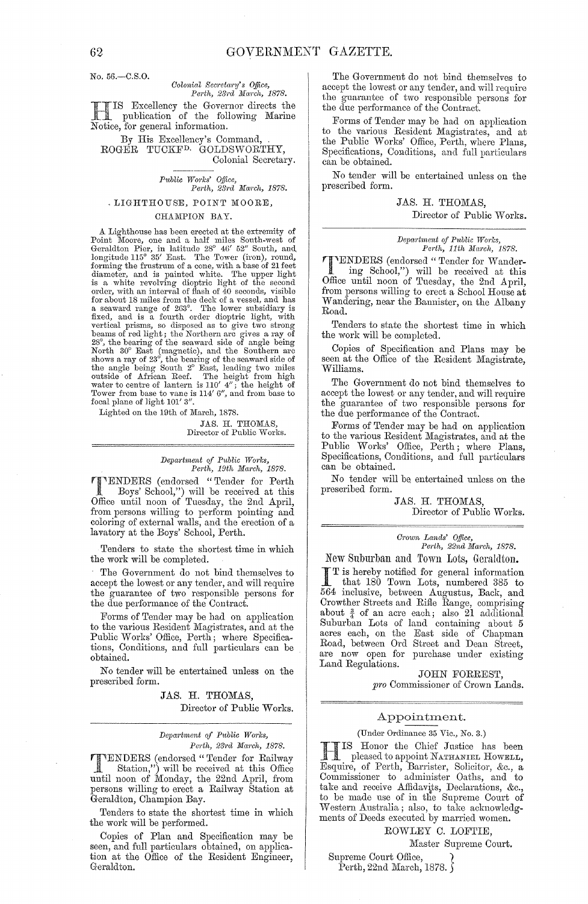No. 56.—C.S.O.

*Colonial Secretary's Office,*
*Perth, 23rd March, 1878.*

HIS Excellency the Governor directs the publication of the following Marine Notice, for general information.

By His Excellency's Command,
ROGER TUCKFD. GOLDSWORTHY,
Colonial Secretary.

*Public Works' Office,*
*Perth, 23rd March, 1878.*

## LIGHTHOUSE, POINT MOORE, CHAMPION BAY.

A Lighthouse has been erected at the extremity of Point Moore, one and a half miles South-west of Geraldton Pier, in latitude 28° 46′ 52″ South, and longitude 115° 35′ East. The Tower (iron), round, forming the frustrum of a cone, with a base of 21 feet diameter, and is painted white. The upper light is a white revolving dioptric light of the second order, with an interval of flash of 40 seconds, visible for about 18 miles from the deck of a vessel, and has a seaward range of 263°. The lower subsidiary is fixed, and is a fourth order dioptric light, with vertical prisms, so disposed as to give two strong beams of red light; the Northern arc gives a ray of 28°, the bearing of the seaward side of angle being North 30° East (magnetic), and the Southern arc shows a ray of 23°, the bearing of the seaward side of the angle being South 2° East, leading two miles outside of African Reef. The height from high water to centre of lantern is 110′ 4″; the height of Tower from base to vane is 114′ 6″, and from base to focal plane of light 101′ 3″.

Lighted on the 19th of March, 1878.

JAS. H. THOMAS,
Director of Public Works.

---

*Department of Public Works,*
*Perth, 19th March, 1878.*

TENDERS (endorsed "Tender for Perth Boys' School,") will be received at this Office until noon of Tuesday, the 2nd April, from persons willing to perform pointing and coloring of external walls, and the erection of a lavatory at the Boys' School, Perth.

Tenders to state the shortest time in which the work will be completed.

The Government do not bind themselves to accept the lowest or any tender, and will require the guarantee of two responsible persons for the due performance of the Contract.

Forms of Tender may be had on application to the various Resident Magistrates, and at the Public Works' Office, Perth; where Specifications, Conditions, and full particulars can be obtained.

No tender will be entertained unless on the prescribed form.

JAS. H. THOMAS,
Director of Public Works.

---

*Department of Public Works,*
*Perth, 23rd March, 1878.*

TENDERS (endorsed "Tender for Railway Station,") will be received at this Office until noon of Monday, the 22nd April, from persons willing to erect a Railway Station at Geraldton, Champion Bay.

Tenders to state the shortest time in which the work will be performed.

Copies of Plan and Specification may be seen, and full particulars obtained, on application at the Office of the Resident Engineer, Geraldton.

The Government do not bind themselves to accept the lowest or any tender, and will require the guarantee of two responsible persons for the due performance of the Contract.

Forms of Tender may be had on application to the various Resident Magistrates, and at the Public Works' Office, Perth, where Plans, Specifications, Conditions, and full particulars can be obtained.

No tender will be entertained unless on the prescribed form.

JAS. H. THOMAS,
Director of Public Works.

---

*Department of Public Works,*
*Perth, 11th March, 1878.*

TENDERS (endorsed "Tender for Wandering School,") will be received at this Office until noon of Tuesday, the 2nd April, from persons willing to erect a School House at Wandering, near the Bannister, on the Albany Road.

Tenders to state the shortest time in which the work will be completed.

Copies of Specification and Plans may be seen at the Office of the Resident Magistrate, Williams.

The Government do not bind themselves to accept the lowest or any tender, and will require the guarantee of two responsible persons for the due performance of the Contract.

Forms of Tender may be had on application to the various Resident Magistrates, and at the Public Works' Office, Perth; where Plans, Specifications, Conditions, and full particulars can be obtained.

No tender will be entertained unless on the prescribed form.

JAS. H. THOMAS,
Director of Public Works.

---

*Crown Lands' Office,*
*Perth, 22nd March, 1878.*

## New Suburban and Town Lots, Geraldton.

IT is hereby notified for general information that 180 Town Lots, numbered 385 to 564 inclusive, between Augustus, Back, and Crowther Streets and Rifle Range, comprising about ¾ of an acre each; also 21 additional Suburban Lots of land containing about 5 acres each, on the East side of Chapman Road, between Ord Street and Dean Street, are now open for purchase under existing Land Regulations.

JOHN FORREST,
*pro* Commissioner of Crown Lands.

---

## Appointment.

(Under Ordinance 35 Vic., No. 3.)

HIS Honor the Chief Justice has been pleased to appoint NATHANIEL HOWELL, Esquire, of Perth, Barrister, Solicitor, &c., a Commissioner to administer Oaths, and to take and receive Affidavits, Declarations, &c., to be made use of in the Supreme Court of Western Australia; also, to take acknowledgments of Deeds executed by married women.

ROWLEY C. LOFTIE,
Master Supreme Court.

Supreme Court Office,
Perth, 22nd March, 1878.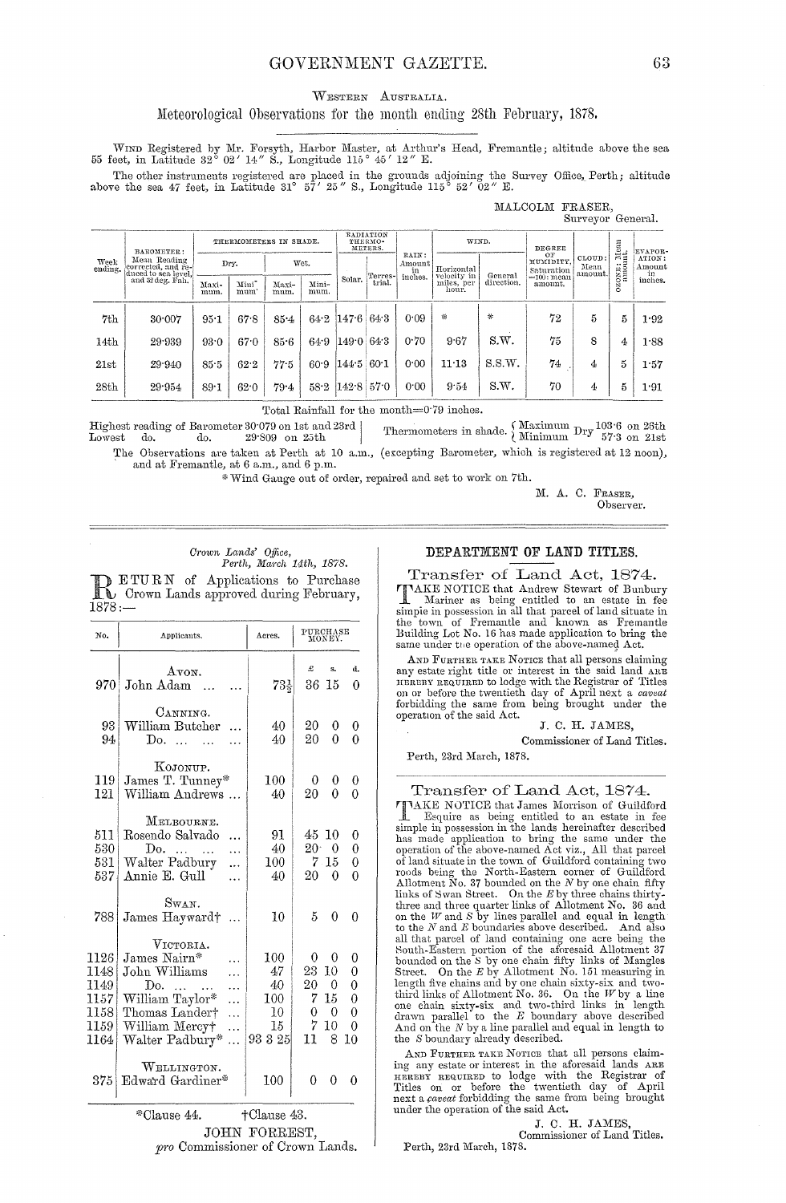## Western Australia.

### Meteorological Observations for the month ending 28th February, 1878.

Wind Registered by Mr. Forsyth, Harbor Master, at Arthur's Head, Fremantle; altitude above the sea 55 feet, in Latitude 32° 02′ 14″ S., Longitude 115° 45′ 12″ E.

The other instruments registered are placed in the grounds adjoining the Survey Office, Perth; altitude above the sea 47 feet, in Latitude 31° 57′ 25″ S., Longitude 115° 52′ 02″ E.

MALCOLM FRASER,
Surveyor General.

| Week ending. | Barometer: Mean Reading corrected, and reduced to sea level, and 32 deg. Fah. | Thermometers in Shade. | | | | Radiation Thermometers. | | Rain: Amount in inches. | Wind. | | Degree of Humidity, Saturation =100: mean amount. | Cloud: Mean amount. | Ozone: Mean amount. | Evaporation: Amount in inches. |
|---|---|---|---|---|---|---|---|---|---|---|---|---|---|---|
| | | Dry. | | Wet. | | | | | | | | | | |
| | | Maximum. | Minimum. | Maximum. | Minimum. | Solar. | Terrestrial. | | Horizontal velocity in miles, per hour. | General direction. | | | | |
| 7th | 30·007 | 95·1 | 67·8 | 85·4 | 64·2 | 147·6 | 64·3 | 0·09 | * | * | 72 | 5 | 5 | 1·92 |
| 14th | 29·939 | 93·0 | 67·0 | 85·6 | 64·9 | 149·0 | 64·3 | 0·70 | 9·67 | S.W. | 75 | 8 | 4 | 1·88 |
| 21st | 29·940 | 85·5 | 62·2 | 77·5 | 60·9 | 144·5 | 60·1 | 0·00 | 11·13 | S.S.W. | 74 | 4 | 5 | 1·57 |
| 28th | 29·954 | 89·1 | 62·0 | 79·4 | 58·2 | 142·8 | 57·0 | 0·00 | 9·54 | S.W. | 70 | 4 | 5 | 1·91 |

Total Rainfall for the month=0·79 inches.

Highest reading of Barometer 30·079 on 1st and 23rd
Lowest do. do. 29·809 on 25th

Thermometers in shade. { Maximum Dry 103·6 on 25th; Minimum Dry 57·3 on 21st }

The Observations are taken at Perth at 10 a.m., (excepting Barometer, which is registered at 12 noon), and at Fremantle, at 6 a.m., and 6 p.m.

\* Wind Gauge out of order, repaired and set to work on 7th.

M. A. C. Fraser,
Observer.

---

*Crown Lands' Office,*
*Perth, March 14th, 1878.*

RETURN of Applications to Purchase Crown Lands approved during February, 1878:—

| No. | Applicants. | Acres. | Purchase Money. £ | s. | d. |
|---|---|---|---|---|---|
| | **Avon.** | | | | |
| 970 | John Adam ... ... | 73½ | 36 | 15 | 0 |
| | **Canning.** | | | | |
| 93 | William Butcher ... | 40 | 20 | 0 | 0 |
| 94 | Do. ... ... ... | 40 | 20 | 0 | 0 |
| | **Kojonup.** | | | | |
| 119 | James T. Tunney* | 100 | 0 | 0 | 0 |
| 121 | William Andrews ... | 40 | 20 | 0 | 0 |
| | **Melbourne.** | | | | |
| 511 | Rosendo Salvado ... | 91 | 45 | 10 | 0 |
| 530 | Do. ... ... ... | 40 | 20 | 0 | 0 |
| 531 | Walter Padbury ... | 100 | 7 | 15 | 0 |
| 537 | Annie E. Gull ... | 40 | 20 | 0 | 0 |
| | **Swan.** | | | | |
| 788 | James Hayward† ... | 10 | 5 | 0 | 0 |
| | **Victoria.** | | | | |
| 1126 | James Nairn* ... | 100 | 0 | 0 | 0 |
| 1148 | John Williams ... | 47 | 23 | 10 | 0 |
| 1149 | Do. ... ... ... | 40 | 20 | 0 | 0 |
| 1157 | William Taylor* ... | 100 | 7 | 15 | 0 |
| 1158 | Thomas Landert† ... | 10 | 0 | 0 | 0 |
| 1159 | William Mercy† ... | 15 | 7 | 10 | 0 |
| 1164 | Walter Padbury* ... | 93 3 25 | 11 | 8 | 10 |
| | **Wellington.** | | | | |
| 375 | Edward Gardiner* | 100 | 0 | 0 | 0 |

\*Clause 44. †Clause 43.

JOHN FORREST,
*pro* Commissioner of Crown Lands.

---

## DEPARTMENT OF LAND TITLES.

### Transfer of Land Act, 1874.

TAKE NOTICE that Andrew Stewart of Bunbury Mariner as being entitled to an estate in fee simple in possession in all that parcel of land situate in the town of Fremantle and known as Fremantle Building Lot No. 16 has made application to bring the same under the operation of the above-named Act.

And Further take Notice that all persons claiming any estate right title or interest in the said land are hereby required to lodge with the Registrar of Titles on or before the twentieth day of April next a *caveat* forbidding the same from being brought under the operation of the said Act.

J. C. H. JAMES,
Commissioner of Land Titles.

Perth, 23rd March, 1878.

### Transfer of Land Act, 1874.

TAKE NOTICE that James Morrison of Guildford Esquire as being entitled to an estate in fee simple in possession in the lands hereinafter described has made application to bring the same under the operation of the above-named Act viz., All that parcel of land situate in the town of Guildford containing two roods being the North-Eastern corner of Guildford Allotment No. 37 bounded on the *N* by one chain fifty links of Swan Street. On the *E* by three chains thirty-three and three quarter links of Allotment No. 36 and on the *W* and *S* by lines parallel and equal in length to the *N* and *E* boundaries above described. And also all that parcel of land containing one acre being the South-Eastern portion of the aforesaid Allotment 37 bounded on the *S* by one chain fifty links of Mangles Street. On the *E* by Allotment No. 151 measuring in length five chains and by one chain sixty-six and two-third links of Allotment No. 36. On the *W* by a line one chain sixty-six and two-third links in length drawn parallel to the *E* boundary above described And on the *N* by a line parallel and equal in length to the *S* boundary already described.

And further take Notice that all persons claiming any estate or interest in the aforesaid lands are hereby required to lodge with the Registrar of Titles on or before the twentieth day of April next a *caveat* forbidding the same from being brought under the operation of the said Act.

J. C. H. JAMES,
Commissioner of Land Titles.

Perth, 23rd March, 1878.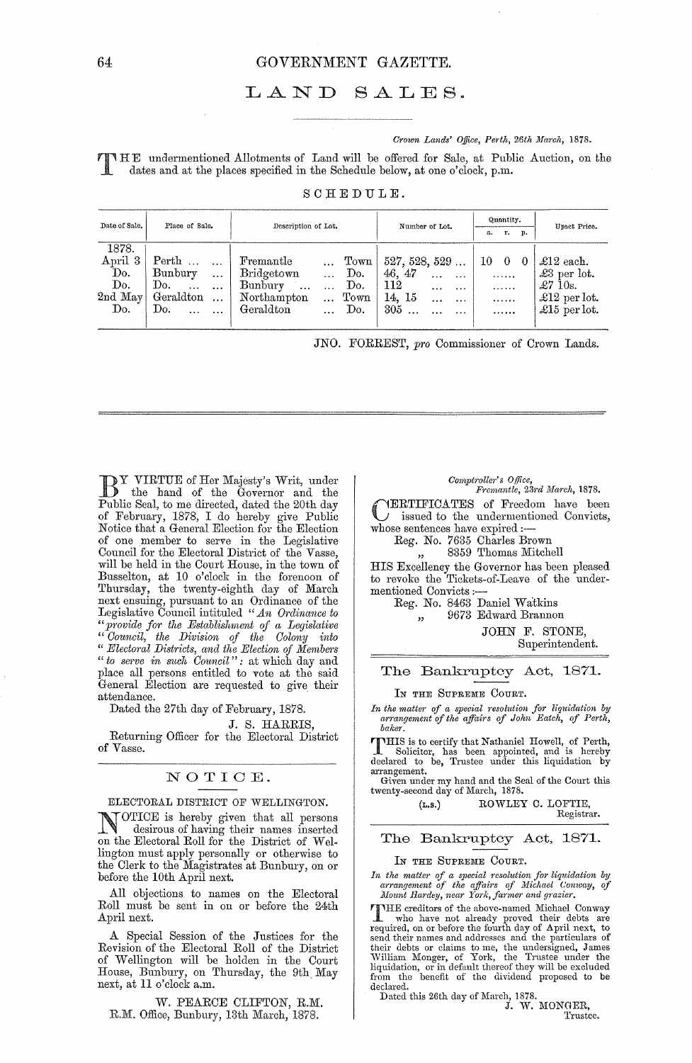# LAND SALES.

*Crown Lands' Office, Perth, 26th March, 1878.*

THE undermentioned Allotments of Land will be offered for Sale, at Public Auction, on the dates and at the places specified in the Schedule below, at one o'clock, p.m.

SCHEDULE.

| Date of Sale. | Place of Sale. | Description of Lot. | Number of Lot. | Quantity. a. r. p. | Upset Price. |
|---|---|---|---|---|---|
| 1878. | | | | | |
| April 3 | Perth ... ... | Fremantle ... Town | 527, 528, 529 ... | 10 0 0 | £12 each. |
| Do. | Bunbury ... | Bridgetown ... Do. | 46, 47 ... ... | ...... | £3 per lot. |
| Do. | Do. ... ... | Bunbury ... ... Do. | 112 ... ... | ...... | £7 10s. |
| 2nd May | Geraldton ... | Northampton ... Town | 14, 15 ... ... | ...... | £12 per lot. |
| Do. | Do. ... ... | Geraldton ... Do. | 305 ... ... ... | ...... | £15 per lot. |

JNO. FORREST, *pro* Commissioner of Crown Lands.

---

BY VIRTUE of Her Majesty's Writ, under the hand of the Governor and the Public Seal, to me directed, dated the 20th day of February, 1878, I do hereby give Public Notice that a General Election for the Election of one member to serve in the Legislative Council for the Electoral District of the Vasse, will be held in the Court House, in the town of Busselton, at 10 o'clock in the forenoon of Thursday, the twenty-eighth day of March next ensuing, pursuant to an Ordinance of the Legislative Council intituled *"An Ordinance to "provide for the Establishment of a Legislative "Council, the Division of the Colony into "Electoral Districts, and the Election of Members "to serve in such Council"*: at which day and place all persons entitled to vote at the said General Election are requested to give their attendance.

Dated the 27th day of February, 1878.

J. S. HARRIS,
Returning Officer for the Electoral District of Vasse.

---

## NOTICE.

ELECTORAL DISTRICT OF WELLINGTON.

NOTICE is hereby given that all persons desirous of having their names inserted on the Electoral Roll for the District of Wellington must apply personally or otherwise to the Clerk to the Magistrates at Bunbury, on or before the 10th April next.

All objections to names on the Electoral Roll must be sent in on or before the 24th April next.

A Special Session of the Justices for the Revision of the Electoral Roll of the District of Wellington will be holden in the Court House, Bunbury, on Thursday, the 9th May next, at 11 o'clock a.m.

W. PEARCE CLIFTON, R.M.
R.M. Office, Bunbury, 13th March, 1878.

---

*Comptroller's Office,*
*Fremantle, 23rd March, 1878.*

CERTIFICATES of Freedom have been issued to the undermentioned Convicts, whose sentences have expired:—

Reg. No. 7635 Charles Brown
" 8359 Thomas Mitchell

HIS Excellency the Governor has been pleased to revoke the Tickets-of-Leave of the undermentioned Convicts:—

Reg. No. 8463 Daniel Watkins
" 9673 Edward Brannon

JOHN F. STONE,
Superintendent.

---

## The Bankruptcy Act, 1871.

IN THE SUPREME COURT.

*In the matter of a special resolution for liquidation by arrangement of the affairs of John Eatch, of Perth, baker.*

THIS is to certify that Nathaniel Howell, of Perth, Solicitor, has been appointed, and is hereby declared to be, Trustee under this liquidation by arrangement.

Given under my hand and the Seal of the Court this twenty-second day of March, 1878.

(L.S.) ROWLEY C. LOFTIE,
Registrar.

---

## The Bankruptcy Act, 1871.

IN THE SUPREME COURT.

*In the matter of a special resolution for liquidation by arrangement of the affairs of Michael Conway, of Mount Hardey, near York, farmer and grazier.*

THE creditors of the above-named Michael Conway who have not already proved their debts are required, on or before the fourth day of April next, to send their names and addresses and the particulars of their debts or claims to me, the undersigned, James William Monger, of York, the Trustee under the liquidation, or in default thereof they will be excluded from the benefit of the dividend proposed to be declared.

Dated this 26th day of March, 1878.

J. W. MONGER,
Trustee.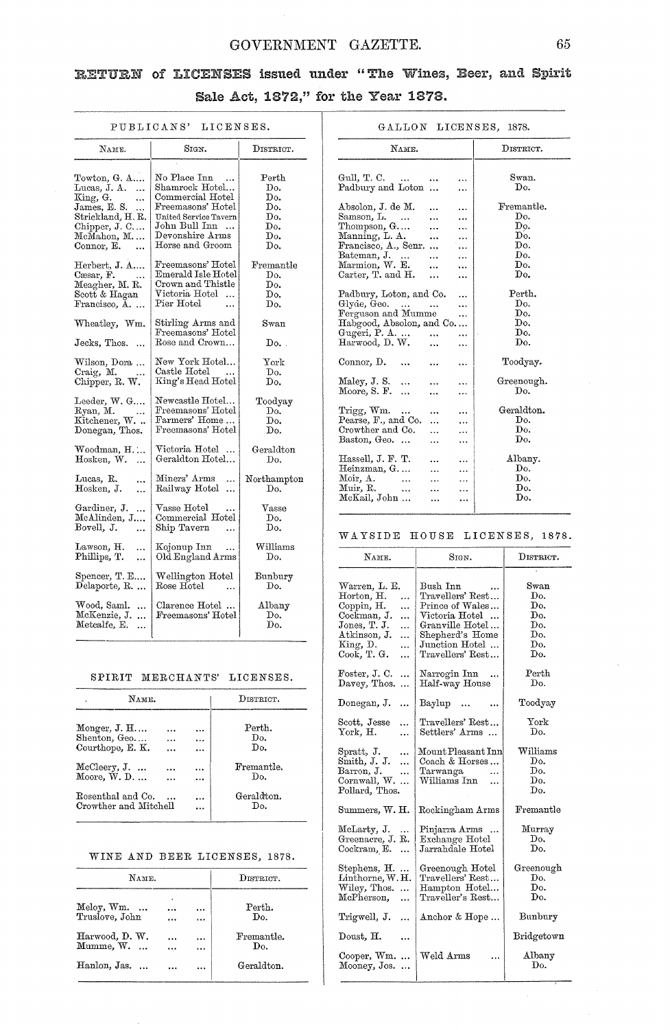# RETURN of LICENSES issued under "The Wines, Beer, and Spirit Sale Act, 1872," for the Year 1878.

## PUBLICANS' LICENSES.

| Name. | Sign. | District. |
|---|---|---|
| Towton, G. A.... | No Place Inn ... | Perth |
| Lucas, J. A. ... | Shamrock Hotel... | Do. |
| King, G. ... | Commercial Hotel | Do. |
| James, E. S. ... | Freemasons' Hotel | Do. |
| Strickland, H. R. | United Service Tavern | Do. |
| Chipper, J. C.... | John Bull Inn ... | Do. |
| McMahon, M.... | Devonshire Arms | Do. |
| Connor, E. ... | Horse and Groom | Do. |
| Herbert, J. A.... | Freemasons' Hotel | Fremantle |
| Cæsar, F. ... | Emerald Isle Hotel | Do. |
| Meagher, M. R. | Crown and Thistle | Do. |
| Scott & Hagan | Victoria Hotel ... | Do. |
| Francisco, A. ... | Pier Hotel ... | Do. |
| Wheatley, Wm. | Stirling Arms and Freemasons' Hotel | Swan |
| Jecks, Thos. ... | Rose and Crown... | Do. |
| Wilson, Dora ... | New York Hotel... | York |
| Craig, M. ... | Castle Hotel ... | Do. |
| Chipper, R. W. | King's Head Hotel | Do. |
| Leeder, W. G.... | Newcastle Hotel... | Toodyay |
| Ryan, M. ... | Freemasons' Hotel | Do. |
| Kitchener, W. .. | Farmers' Home ... | Do. |
| Donegan, Thos. | Freemasons' Hotel | Do. |
| Woodman, H. ... | Victoria Hotel ... | Geraldton |
| Hosken, W. ... | Geraldton Hotel... | Do. |
| Lucas, R. ... | Miners' Arms ... | Northampton |
| Hosken, J. ... | Railway Hotel ... | Do. |
| Gardiner, J. ... | Vasse Hotel ... | Vasse |
| McAlinden, J.... | Commercial Hotel | Do. |
| Bovell, J. ... | Ship Tavern ... | Do. |
| Lawson, H. ... | Kojonup Inn ... | Williams |
| Phillips, T. ... | Old England Arms | Do. |
| Spencer, T. E.... | Wellington Hotel | Bunbury |
| Delaporte, R. ... | Rose Hotel ... | Do. |
| Wood, Saml. ... | Clarence Hotel ... | Albany |
| McKenzie, J. ... | Freemasons' Hotel | Do. |
| Metcalfe, E. ... | | Do. |

## SPIRIT MERCHANTS' LICENSES.

| Name. | District. |
|---|---|
| Monger, J. H.... ... ... | Perth. |
| Shenton, Geo.... ... ... | Do. |
| Courthope, E. K. ... ... | Do. |
| McCleery, J. ... ... ... | Fremantle. |
| Moore, W. D. ... ... ... | Do. |
| Rosenthal and Co. ... ... | Geraldton. |
| Crowther and Mitchell ... | Do. |

## WINE AND BEER LICENSES, 1878.

| Name. | District. |
|---|---|
| Meloy, Wm. ... ... ... | Perth. |
| Truslove, John ... ... | Do. |
| Harwood, D. W. ... ... | Fremantle. |
| Mumme, W. ... ... ... | Do. |
| Hanlon, Jas. ... ... ... | Geraldton. |

## GALLON LICENSES, 1878.

| Name. | District. |
|---|---|
| Gull, T. C. ... ... ... | Swan. |
| Padbury and Loton ... ... | Do. |
| Absolon, J. de M. ... ... | Fremantle. |
| Samson, L. ... ... ... | Do. |
| Thompson, G.... ... ... | Do. |
| Manning, L. A. ... ... | Do. |
| Francisco, A., Senr. ... ... | Do. |
| Bateman, J. ... ... ... | Do. |
| Marmion, W. E. ... ... | Do. |
| Carter, T. and H. ... ... | Do. |
| Padbury, Loton, and Co. ... | Perth. |
| Glyde, Geo. ... ... ... | Do. |
| Ferguson and Mumme ... | Do. |
| Habgood, Absolon, and Co.... | Do. |
| Gugeri, P. A. ... ... ... | Do. |
| Harwood, D. W. ... ... | Do. |
| Connor, D. ... ... ... | Toodyay. |
| Maley, J. S. ... ... ... | Greenough. |
| Moore, S. F. ... ... ... | Do. |
| Trigg, Wm. ... ... ... | Geraldton. |
| Pearse, F., and Co. ... ... | Do. |
| Crowther and Co. ... ... | Do. |
| Baston, Geo. ... ... ... | Do. |
| Hassell, J. F. T. ... ... | Albany. |
| Heinzman, G.... ... ... | Do. |
| Moir, A. ... ... ... | Do. |
| Muir, R. ... ... ... | Do. |
| McKail, John ... ... ... | Do. |

## WAYSIDE HOUSE LICENSES, 1878.

| Name. | Sign. | District. |
|---|---|---|
| Warren, L. E. | Bush Inn ... | Swan |
| Horton, H. ... | Travellers' Rest... | Do. |
| Coppin, H. ... | Prince of Wales... | Do. |
| Cockman, J. ... | Victoria Hotel ... | Do. |
| Jones, T. J. ... | Granville Hotel... | Do. |
| Atkinson, J. ... | Shepherd's Home | Do. |
| King, D. ... | Junction Hotel ... | Do. |
| Cook, T. G. ... | Travellers' Rest... | Do. |
| Foster, J. C. ... | Narrogin Inn ... | Perth |
| Davey, Thos. ... | Half-way House | Do. |
| Donegan, J. ... | Baylup ... ... | Toodyay |
| Scott, Jesse ... | Travellers' Rest... | York |
| York, H. ... | Settlers' Arms ... | Do. |
| Spratt, J. ... | Mount Pleasant Inn | Williams |
| Smith, J. J. ... | Coach & Horses... | Do. |
| Barron, J. ... | Tarwanga ... | Do. |
| Cornwall, W. ... | Williams Inn ... | Do. |
| Pollard, Thos. | | Do. |
| Summers, W. H. | Rockingham Arms | Fremantle |
| McLarty, J. ... | Pinjarra Arms ... | Murray |
| Greenacre, J. R. | Exchange Hotel | Do. |
| Cockram, E. ... | Jarrahdale Hotel | Do. |
| Stephens, H. ... | Greenough Hotel | Greenough |
| Linthorne, W. H. | Travellers' Rest... | Do. |
| Wiley, Thos. ... | Hampton Hotel... | Do. |
| McPherson, ... | Traveller's Rest... | Do. |
| Trigwell, J. ... | Anchor & Hope ... | Bunbury |
| Doust, H. ... | | Bridgetown |
| Cooper, Wm. ... | Weld Arms ... | Albany |
| Mooney, Jos. ... | | Do. |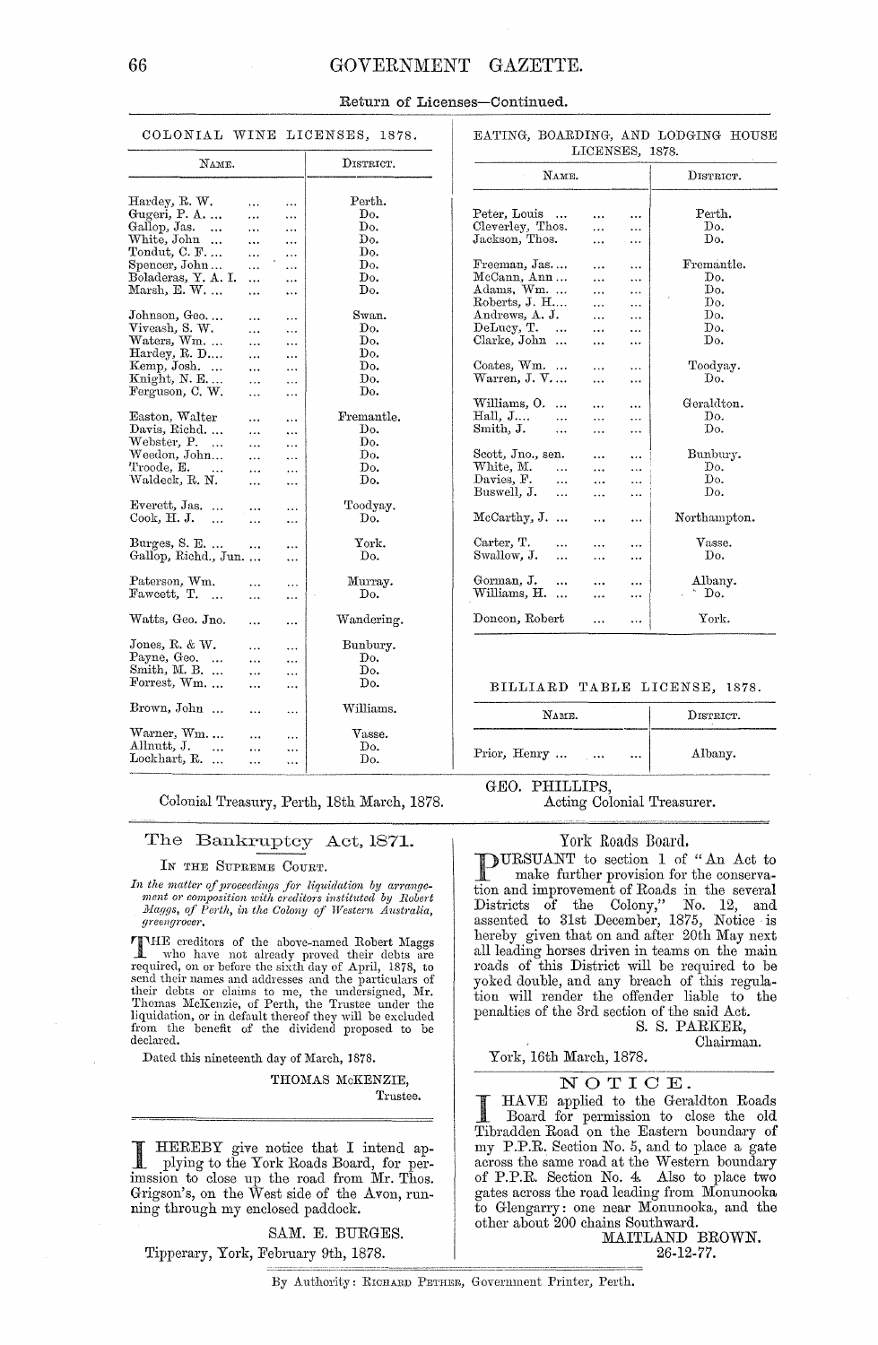Return of Licenses—Continued.

COLONIAL WINE LICENSES, 1878.

| Name. | District. |
|---|---|
| Hardey, R. W. ... ... | Perth. |
| Gugeri, P. A. ... ... | Do. |
| Gallop, Jas. ... ... | Do. |
| White, John ... ... | Do. |
| Tondut, C. F. ... ... | Do. |
| Spencer, John ... ... | Do. |
| Boladeras, Y. A. I. ... | Do. |
| Marsh, E. W. ... ... | Do. |
| Johnson, Geo. ... ... | Swan. |
| Viveash, S. W. ... ... | Do. |
| Waters, Wm. ... ... | Do. |
| Hardey, R. D.... ... | Do. |
| Kemp, Josh. ... ... | Do. |
| Knight, N. E. ... ... | Do. |
| Ferguson, C. W. ... | Do. |
| Easton, Walter ... ... | Fremantle. |
| Davis, Richd. ... ... | Do. |
| Webster, P. ... ... | Do. |
| Weedon, John... ... | Do. |
| Troode, E. ... ... | Do. |
| Waldeck, R. N. ... | Do. |
| Everett, Jas. ... ... | Toodyay. |
| Cook, H. J. ... ... | Do. |
| Burges, S. E. ... ... | York. |
| Gallop, Richd., Jun. ... | Do. |
| Paterson, Wm. ... ... | Murray. |
| Fawcett, T. ... ... | Do. |
| Watts, Geo. Jno. ... | Wandering. |
| Jones, R. & W. ... ... | Bunbury. |
| Payne, Geo. ... ... | Do. |
| Smith, M. B. ... ... | Do. |
| Forrest, Wm. ... ... | Do. |
| Brown, John ... ... | Williams. |
| Warner, Wm. ... ... | Vasse. |
| Allnutt, J. ... ... | Do. |
| Lockhart, R. ... ... | Do. |

EATING, BOARDING, AND LODGING HOUSE LICENSES, 1878.

| Name. | District. |
|---|---|
| Peter, Louis ... ... | Perth. |
| Cleverley, Thos. ... | Do. |
| Jackson, Thos. ... ... | Do. |
| Freeman, Jas.... ... | Fremantle. |
| McCann, Ann ... ... | Do. |
| Adams, Wm. ... ... | Do. |
| Roberts, J. H.... ... | Do. |
| Andrews, A. J. ... | Do. |
| DeLucy, T. ... ... | Do. |
| Clarke, John ... ... | Do. |
| Coates, Wm. ... ... | Toodyay. |
| Warren, J. V.... ... | Do. |
| Williams, O. ... ... | Geraldton. |
| Hall, J.... ... ... | Do. |
| Smith, J. ... ... | Do. |
| Scott, Jno., sen. ... | Bunbury. |
| White, M. ... ... | Do. |
| Davies, F. ... ... | Do. |
| Buswell, J. ... ... | Do. |
| McCarthy, J. ... ... | Northampton. |
| Carter, T. ... ... | Vasse. |
| Swallow, J. ... ... | Do. |
| Gorman, J. ... ... | Albany. |
| Williams, H. ... ... | Do. |
| Doncon, Robert ... | York. |

BILLIARD TABLE LICENSE, 1878.

| Name. | District. |
|---|---|
| Prior, Henry ... ... | Albany. |

Colonial Treasury, Perth, 18th March, 1878.

GEO. PHILLIPS,
Acting Colonial Treasurer.

---

## The Bankruptcy Act, 1871.

IN THE SUPREME COURT.

*In the matter of proceedings for liquidation by arrangement or composition with creditors instituted by Robert Maggs, of Perth, in the Colony of Western Australia, greengrocer.*

THE creditors of the above-named Robert Maggs who have not already proved their debts are required, on or before the sixth day of April, 1878, to send their names and addresses and the particulars of their debts or claims to me, the undersigned, Mr. Thomas McKenzie, of Perth, the Trustee under the liquidation, or in default thereof they will be excluded from the benefit of the dividend proposed to be declared.

Dated this nineteenth day of March, 1878.

THOMAS McKENZIE,
Trustee.

---

I HEREBY give notice that I intend applying to the York Roads Board, for permission to close up the road from Mr. Thos. Grigson's, on the West side of the Avon, running through my enclosed paddock.

SAM. E. BURGES.

Tipperary, York, February 9th, 1878.

---

## York Roads Board.

PURSUANT to section 1 of "An Act to make further provision for the conservation and improvement of Roads in the several Districts of the Colony," No. 12, and assented to 31st December, 1875, Notice is hereby given that on and after 20th May next all leading horses driven in teams on the main roads of this District will be required to be yoked double, and any breach of this regulation will render the offender liable to the penalties of the 3rd section of the said Act.

S. S. PARKER,
Chairman.

York, 16th March, 1878.

---

## NOTICE.

I HAVE applied to the Geraldton Roads Board for permission to close the old Tibradden Road on the Eastern boundary of my P.P.R. Section No. 5, and to place a gate across the same road at the Western boundary of P.P.R. Section No. 4. Also to place two gates across the road leading from Monunooka to Glengarry: one near Monunooka, and the other about 200 chains Southward.

MAITLAND BROWN.
26-12-77.

---

By Authority: RICHARD PETHER, Government Printer, Perth.